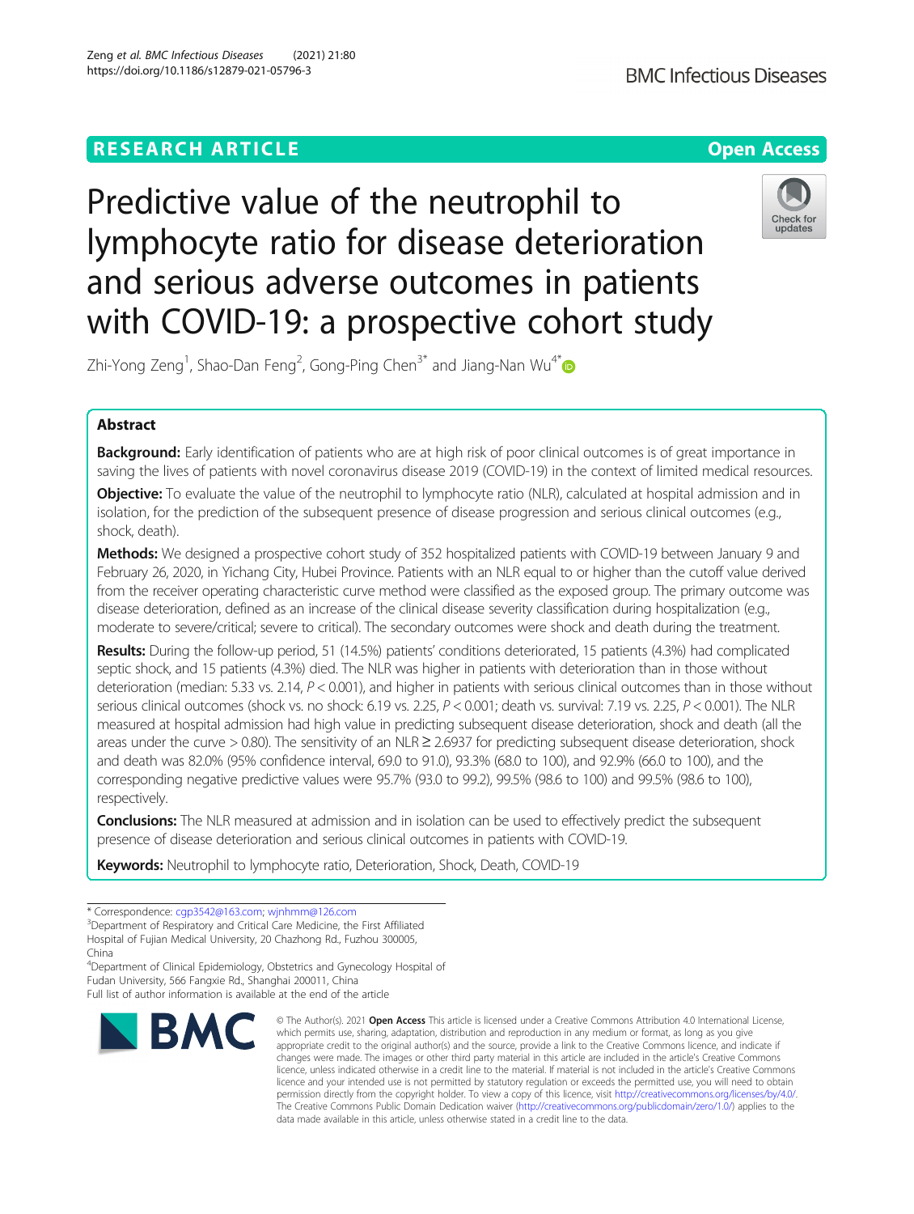RESEARCH ARTICLE

Open Access

# Predictive value of the neutrophil to lymphocyte ratio for disease deterioration and serious adverse outcomes in patients with COVID-19: a prospective cohort study

Zhi-Yong Zeng[1], Shao-Dan Feng[2], Gong-Ping Chen[3*] and Jiang-Nan Wu[4*]

## Abstract

**Background:** Early identification of patients who are at high risk of poor clinical outcomes is of great importance in saving the lives of patients with novel coronavirus disease 2019 (COVID-19) in the context of limited medical resources.

**Objective:** To evaluate the value of the neutrophil to lymphocyte ratio (NLR), calculated at hospital admission and in isolation, for the prediction of the subsequent presence of disease progression and serious clinical outcomes (e.g., shock, death).

**Methods:** We designed a prospective cohort study of 352 hospitalized patients with COVID-19 between January 9 and February 26, 2020, in Yichang City, Hubei Province. Patients with an NLR equal to or higher than the cutoff value derived from the receiver operating characteristic curve method were classified as the exposed group. The primary outcome was disease deterioration, defined as an increase of the clinical disease severity classification during hospitalization (e.g., moderate to severe/critical; severe to critical). The secondary outcomes were shock and death during the treatment.

**Results:** During the follow-up period, 51 (14.5%) patients' conditions deteriorated, 15 patients (4.3%) had complicated septic shock, and 15 patients (4.3%) died. The NLR was higher in patients with deterioration than in those without deterioration (median: 5.33 vs. 2.14, $P < 0.001$), and higher in patients with serious clinical outcomes than in those without serious clinical outcomes (shock vs. no shock: 6.19 vs. 2.25, $P < 0.001$; death vs. survival: 7.19 vs. 2.25, $P < 0.001$). The NLR measured at hospital admission had high value in predicting subsequent disease deterioration, shock and death (all the areas under the curve > 0.80). The sensitivity of an NLR ≥ 2.6937 for predicting subsequent disease deterioration, shock and death was 82.0% (95% confidence interval, 69.0 to 91.0), 93.3% (68.0 to 100), and 92.9% (66.0 to 100), and the corresponding negative predictive values were 95.7% (93.0 to 99.2), 99.5% (98.6 to 100) and 99.5% (98.6 to 100), respectively.

**Conclusions:** The NLR measured at admission and in isolation can be used to effectively predict the subsequent presence of disease deterioration and serious clinical outcomes in patients with COVID-19.

**Keywords:** Neutrophil to lymphocyte ratio, Deterioration, Shock, Death, COVID-19

\* Correspondence: cgp3542@163.com; wjnhmm@126.com

[3]Department of Respiratory and Critical Care Medicine, the First Affiliated Hospital of Fujian Medical University, 20 Chazhong Rd., Fuzhou 300005, China

[4]Department of Clinical Epidemiology, Obstetrics and Gynecology Hospital of Fudan University, 566 Fangxie Rd., Shanghai 200011, China

Full list of author information is available at the end of the article

© The Author(s). 2021 **Open Access** This article is licensed under a Creative Commons Attribution 4.0 International License, which permits use, sharing, adaptation, distribution and reproduction in any medium or format, as long as you give appropriate credit to the original author(s) and the source, provide a link to the Creative Commons licence, and indicate if changes were made. The images or other third party material in this article are included in the article's Creative Commons licence, unless indicated otherwise in a credit line to the material. If material is not included in the article's Creative Commons licence and your intended use is not permitted by statutory regulation or exceeds the permitted use, you will need to obtain permission directly from the copyright holder. To view a copy of this licence, visit http://creativecommons.org/licenses/by/4.0/. The Creative Commons Public Domain Dedication waiver (http://creativecommons.org/publicdomain/zero/1.0/) applies to the data made available in this article, unless otherwise stated in a credit line to the data.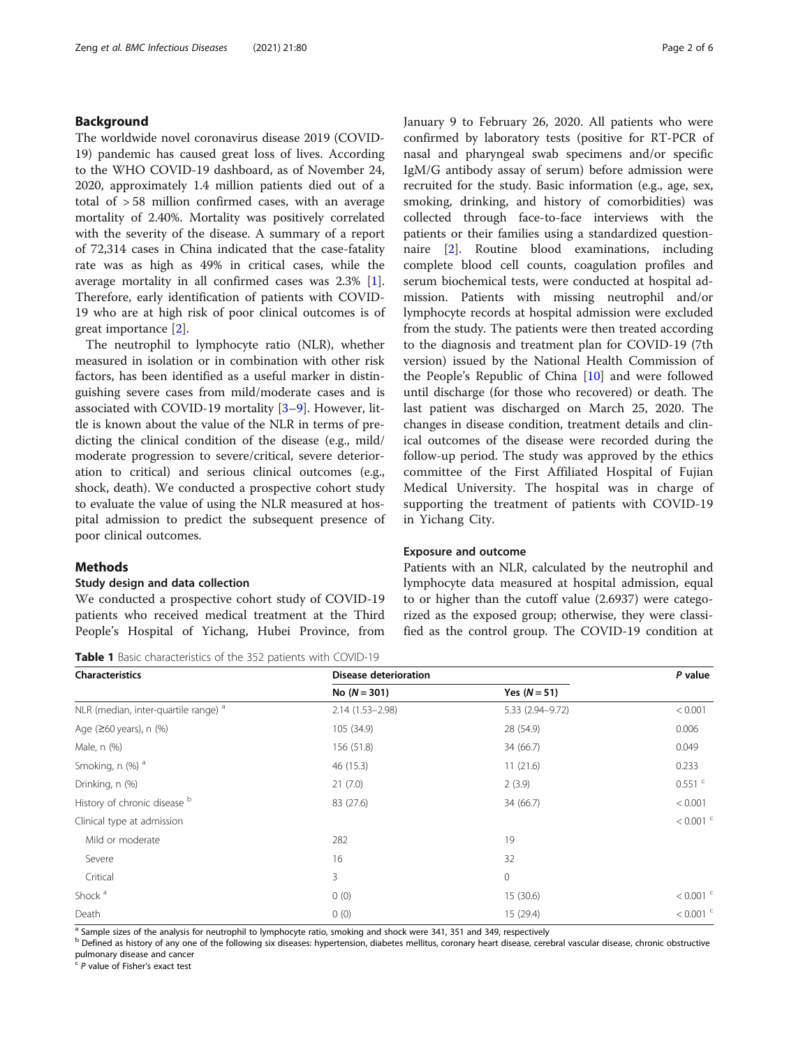## Background

The worldwide novel coronavirus disease 2019 (COVID-19) pandemic has caused great loss of lives. According to the WHO COVID-19 dashboard, as of November 24, 2020, approximately 1.4 million patients died out of a total of > 58 million confirmed cases, with an average mortality of 2.40%. Mortality was positively correlated with the severity of the disease. A summary of a report of 72,314 cases in China indicated that the case-fatality rate was as high as 49% in critical cases, while the average mortality in all confirmed cases was 2.3% [1]. Therefore, early identification of patients with COVID-19 who are at high risk of poor clinical outcomes is of great importance [2].

The neutrophil to lymphocyte ratio (NLR), whether measured in isolation or in combination with other risk factors, has been identified as a useful marker in distinguishing severe cases from mild/moderate cases and is associated with COVID-19 mortality [3–9]. However, little is known about the value of the NLR in terms of predicting the clinical condition of the disease (e.g., mild/moderate progression to severe/critical, severe deterioration to critical) and serious clinical outcomes (e.g., shock, death). We conducted a prospective cohort study to evaluate the value of using the NLR measured at hospital admission to predict the subsequent presence of poor clinical outcomes.

## Methods

### Study design and data collection

We conducted a prospective cohort study of COVID-19 patients who received medical treatment at the Third People's Hospital of Yichang, Hubei Province, from January 9 to February 26, 2020. All patients who were confirmed by laboratory tests (positive for RT-PCR of nasal and pharyngeal swab specimens and/or specific IgM/G antibody assay of serum) before admission were recruited for the study. Basic information (e.g., age, sex, smoking, drinking, and history of comorbidities) was collected through face-to-face interviews with the patients or their families using a standardized questionnaire [2]. Routine blood examinations, including complete blood cell counts, coagulation profiles and serum biochemical tests, were conducted at hospital admission. Patients with missing neutrophil and/or lymphocyte records at hospital admission were excluded from the study. The patients were then treated according to the diagnosis and treatment plan for COVID-19 (7th version) issued by the National Health Commission of the People's Republic of China [10] and were followed until discharge (for those who recovered) or death. The last patient was discharged on March 25, 2020. The changes in disease condition, treatment details and clinical outcomes of the disease were recorded during the follow-up period. The study was approved by the ethics committee of the First Affiliated Hospital of Fujian Medical University. The hospital was in charge of supporting the treatment of patients with COVID-19 in Yichang City.

### Exposure and outcome

Patients with an NLR, calculated by the neutrophil and lymphocyte data measured at hospital admission, equal to or higher than the cutoff value (2.6937) were categorized as the exposed group; otherwise, they were classified as the control group. The COVID-19 condition at

**Table 1** Basic characteristics of the 352 patients with COVID-19

| Characteristics | Disease deterioration | | P value |
|---|---|---|---|
| | No (N = 301) | Yes (N = 51) | |
| NLR (median, inter-quartile range) [a] | 2.14 (1.53–2.98) | 5.33 (2.94–9.72) | < 0.001 |
| Age (≥60 years), n (%) | 105 (34.9) | 28 (54.9) | 0.006 |
| Male, n (%) | 156 (51.8) | 34 (66.7) | 0.049 |
| Smoking, n (%) [a] | 46 (15.3) | 11 (21.6) | 0.233 |
| Drinking, n (%) | 21 (7.0) | 2 (3.9) | 0.551 [c] |
| History of chronic disease [b] | 83 (27.6) | 34 (66.7) | < 0.001 |
| Clinical type at admission | | | < 0.001 [c] |
| Mild or moderate | 282 | 19 | |
| Severe | 16 | 32 | |
| Critical | 3 | 0 | |
| Shock [a] | 0 (0) | 15 (30.6) | < 0.001 [c] |
| Death | 0 (0) | 15 (29.4) | < 0.001 [c] |

[a] Sample sizes of the analysis for neutrophil to lymphocyte ratio, smoking and shock were 341, 351 and 349, respectively

[b] Defined as history of any one of the following six diseases: hypertension, diabetes mellitus, coronary heart disease, cerebral vascular disease, chronic obstructive pulmonary disease and cancer

[c] P value of Fisher's exact test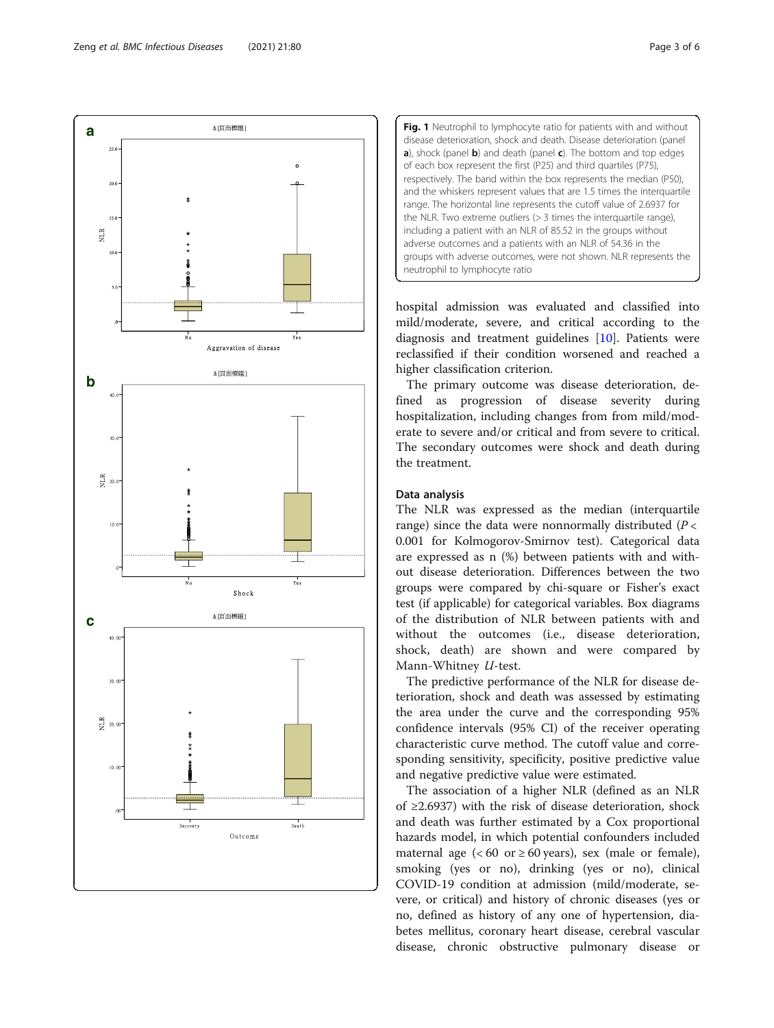Fig. 1 Neutrophil to lymphocyte ratio for patients with and without disease deterioration, shock and death. Disease deterioration (panel **a**), shock (panel **b**) and death (panel **c**). The bottom and top edges of each box represent the first (P25) and third quartiles (P75), respectively. The band within the box represents the median (P50), and the whiskers represent values that are 1.5 times the interquartile range. The horizontal line represents the cutoff value of 2.6937 for the NLR. Two extreme outliers (> 3 times the interquartile range), including a patient with an NLR of 85.52 in the groups without adverse outcomes and a patients with an NLR of 54.36 in the groups with adverse outcomes, were not shown. NLR represents the neutrophil to lymphocyte ratio

hospital admission was evaluated and classified into mild/moderate, severe, and critical according to the diagnosis and treatment guidelines [10]. Patients were reclassified if their condition worsened and reached a higher classification criterion.

The primary outcome was disease deterioration, defined as progression of disease severity during hospitalization, including changes from from mild/moderate to severe and/or critical and from severe to critical. The secondary outcomes were shock and death during the treatment.

### Data analysis

The NLR was expressed as the median (interquartile range) since the data were nonnormally distributed ($P < 0.001$ for Kolmogorov-Smirnov test). Categorical data are expressed as n (%) between patients with and without disease deterioration. Differences between the two groups were compared by chi-square or Fisher's exact test (if applicable) for categorical variables. Box diagrams of the distribution of NLR between patients with and without the outcomes (i.e., disease deterioration, shock, death) are shown and were compared by Mann-Whitney *U*-test.

The predictive performance of the NLR for disease deterioration, shock and death was assessed by estimating the area under the curve and the corresponding 95% confidence intervals (95% CI) of the receiver operating characteristic curve method. The cutoff value and corresponding sensitivity, specificity, positive predictive value and negative predictive value were estimated.

The association of a higher NLR (defined as an NLR of ≥2.6937) with the risk of disease deterioration, shock and death was further estimated by a Cox proportional hazards model, in which potential confounders included maternal age (< 60 or ≥ 60 years), sex (male or female), smoking (yes or no), drinking (yes or no), clinical COVID-19 condition at admission (mild/moderate, severe, or critical) and history of chronic diseases (yes or no, defined as history of any one of hypertension, diabetes mellitus, coronary heart disease, cerebral vascular disease, chronic obstructive pulmonary disease or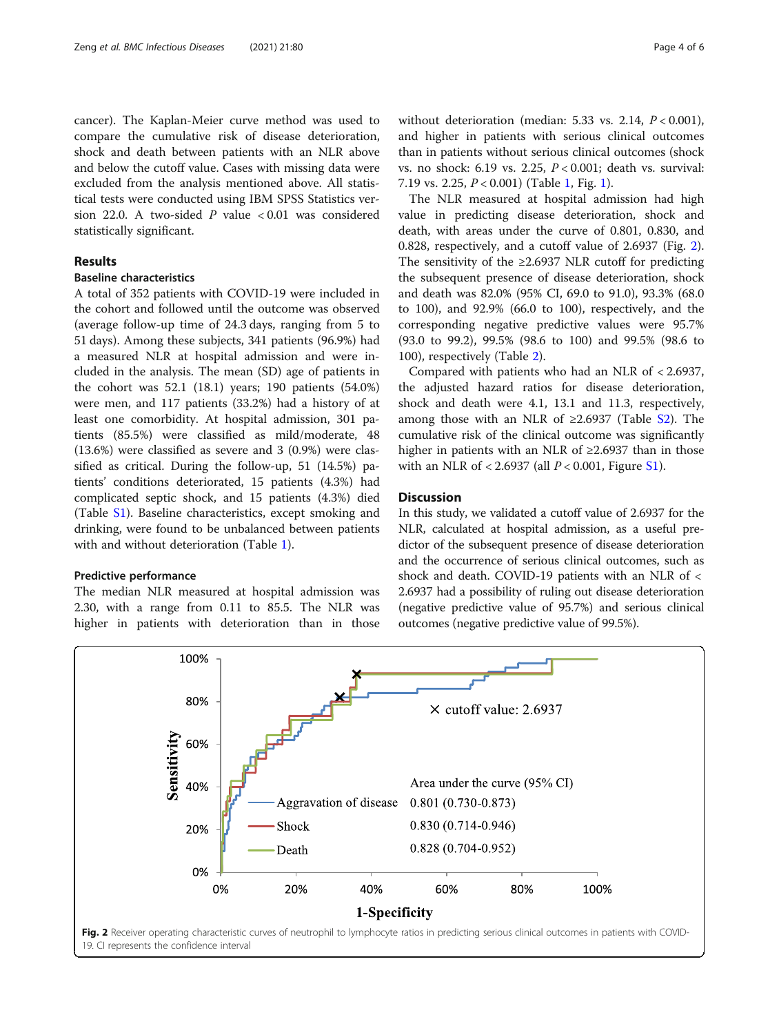cancer). The Kaplan-Meier curve method was used to compare the cumulative risk of disease deterioration, shock and death between patients with an NLR above and below the cutoff value. Cases with missing data were excluded from the analysis mentioned above. All statistical tests were conducted using IBM SPSS Statistics version 22.0. A two-sided $P$ value $< 0.01$ was considered statistically significant.

## Results

### Baseline characteristics

A total of 352 patients with COVID-19 were included in the cohort and followed until the outcome was observed (average follow-up time of 24.3 days, ranging from 5 to 51 days). Among these subjects, 341 patients (96.9%) had a measured NLR at hospital admission and were included in the analysis. The mean (SD) age of patients in the cohort was 52.1 (18.1) years; 190 patients (54.0%) were men, and 117 patients (33.2%) had a history of at least one comorbidity. At hospital admission, 301 patients (85.5%) were classified as mild/moderate, 48 (13.6%) were classified as severe and 3 (0.9%) were classified as critical. During the follow-up, 51 (14.5%) patients' conditions deteriorated, 15 patients (4.3%) had complicated septic shock, and 15 patients (4.3%) died (Table S1). Baseline characteristics, except smoking and drinking, were found to be unbalanced between patients with and without deterioration (Table 1).

### Predictive performance

The median NLR measured at hospital admission was 2.30, with a range from 0.11 to 85.5. The NLR was higher in patients with deterioration than in those without deterioration (median: 5.33 vs. 2.14, $P < 0.001$), and higher in patients with serious clinical outcomes than in patients without serious clinical outcomes (shock vs. no shock: 6.19 vs. 2.25, $P < 0.001$; death vs. survival: 7.19 vs. 2.25, $P < 0.001$) (Table 1, Fig. 1).

The NLR measured at hospital admission had high value in predicting disease deterioration, shock and death, with areas under the curve of 0.801, 0.830, and 0.828, respectively, and a cutoff value of 2.6937 (Fig. 2). The sensitivity of the ≥2.6937 NLR cutoff for predicting the subsequent presence of disease deterioration, shock and death was 82.0% (95% CI, 69.0 to 91.0), 93.3% (68.0 to 100), and 92.9% (66.0 to 100), respectively, and the corresponding negative predictive values were 95.7% (93.0 to 99.2), 99.5% (98.6 to 100) and 99.5% (98.6 to 100), respectively (Table 2).

Compared with patients who had an NLR of < 2.6937, the adjusted hazard ratios for disease deterioration, shock and death were 4.1, 13.1 and 11.3, respectively, among those with an NLR of ≥2.6937 (Table S2). The cumulative risk of the clinical outcome was significantly higher in patients with an NLR of ≥2.6937 than in those with an NLR of < 2.6937 (all $P < 0.001$, Figure S1).

## Discussion

In this study, we validated a cutoff value of 2.6937 for the NLR, calculated at hospital admission, as a useful predictor of the subsequent presence of disease deterioration and the occurrence of serious clinical outcomes, such as shock and death. COVID-19 patients with an NLR of < 2.6937 had a possibility of ruling out disease deterioration (negative predictive value of 95.7%) and serious clinical outcomes (negative predictive value of 99.5%).

**Fig. 2** Receiver operating characteristic curves of neutrophil to lymphocyte ratios in predicting serious clinical outcomes in patients with COVID-19. CI represents the confidence interval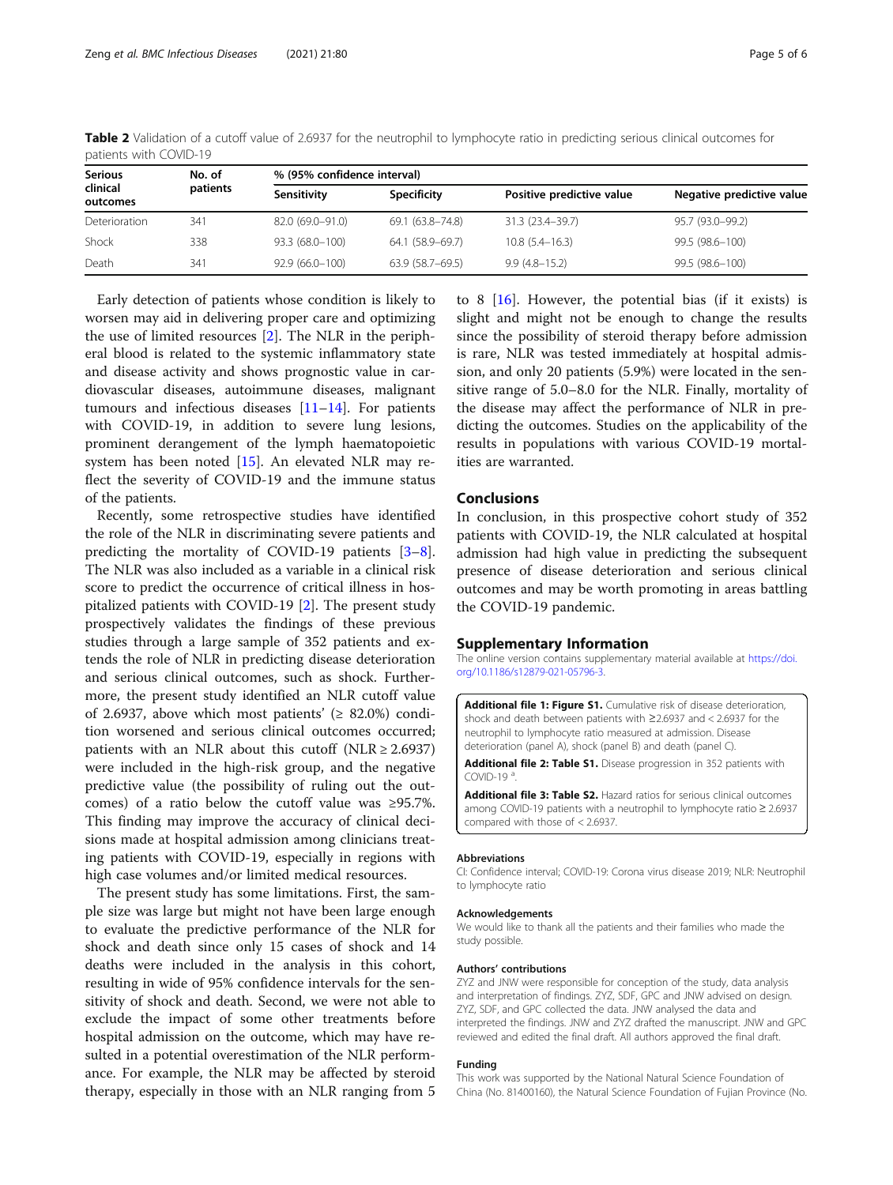**Table 2** Validation of a cutoff value of 2.6937 for the neutrophil to lymphocyte ratio in predicting serious clinical outcomes for patients with COVID-19

| Serious clinical outcomes | No. of patients | % (95% confidence interval) | | | |
|---|---|---|---|---|---|
| | | Sensitivity | Specificity | Positive predictive value | Negative predictive value |
| Deterioration | 341 | 82.0 (69.0–91.0) | 69.1 (63.8–74.8) | 31.3 (23.4–39.7) | 95.7 (93.0–99.2) |
| Shock | 338 | 93.3 (68.0–100) | 64.1 (58.9–69.7) | 10.8 (5.4–16.3) | 99.5 (98.6–100) |
| Death | 341 | 92.9 (66.0–100) | 63.9 (58.7–69.5) | 9.9 (4.8–15.2) | 99.5 (98.6–100) |

Early detection of patients whose condition is likely to worsen may aid in delivering proper care and optimizing the use of limited resources [2]. The NLR in the peripheral blood is related to the systemic inflammatory state and disease activity and shows prognostic value in cardiovascular diseases, autoimmune diseases, malignant tumours and infectious diseases [11–14]. For patients with COVID-19, in addition to severe lung lesions, prominent derangement of the lymph haematopoietic system has been noted [15]. An elevated NLR may reflect the severity of COVID-19 and the immune status of the patients.

Recently, some retrospective studies have identified the role of the NLR in discriminating severe patients and predicting the mortality of COVID-19 patients [3–8]. The NLR was also included as a variable in a clinical risk score to predict the occurrence of critical illness in hospitalized patients with COVID-19 [2]. The present study prospectively validates the findings of these previous studies through a large sample of 352 patients and extends the role of NLR in predicting disease deterioration and serious clinical outcomes, such as shock. Furthermore, the present study identified an NLR cutoff value of 2.6937, above which most patients' (≥ 82.0%) condition worsened and serious clinical outcomes occurred; patients with an NLR about this cutoff (NLR ≥ 2.6937) were included in the high-risk group, and the negative predictive value (the possibility of ruling out the outcomes) of a ratio below the cutoff value was ≥95.7%. This finding may improve the accuracy of clinical decisions made at hospital admission among clinicians treating patients with COVID-19, especially in regions with high case volumes and/or limited medical resources.

The present study has some limitations. First, the sample size was large but might not have been large enough to evaluate the predictive performance of the NLR for shock and death since only 15 cases of shock and 14 deaths were included in the analysis in this cohort, resulting in wide of 95% confidence intervals for the sensitivity of shock and death. Second, we were not able to exclude the impact of some other treatments before hospital admission on the outcome, which may have resulted in a potential overestimation of the NLR performance. For example, the NLR may be affected by steroid therapy, especially in those with an NLR ranging from 5 to 8 [16]. However, the potential bias (if it exists) is slight and might not be enough to change the results since the possibility of steroid therapy before admission is rare, NLR was tested immediately at hospital admission, and only 20 patients (5.9%) were located in the sensitive range of 5.0–8.0 for the NLR. Finally, mortality of the disease may affect the performance of NLR in predicting the outcomes. Studies on the applicability of the results in populations with various COVID-19 mortalities are warranted.

## Conclusions

In conclusion, in this prospective cohort study of 352 patients with COVID-19, the NLR calculated at hospital admission had high value in predicting the subsequent presence of disease deterioration and serious clinical outcomes and may be worth promoting in areas battling the COVID-19 pandemic.

## Supplementary Information

The online version contains supplementary material available at https://doi.org/10.1186/s12879-021-05796-3.

**Additional file 1: Figure S1.** Cumulative risk of disease deterioration, shock and death between patients with ≥2.6937 and < 2.6937 for the neutrophil to lymphocyte ratio measured at admission. Disease deterioration (panel A), shock (panel B) and death (panel C).

**Additional file 2: Table S1.** Disease progression in 352 patients with COVID-19 [a].

**Additional file 3: Table S2.** Hazard ratios for serious clinical outcomes among COVID-19 patients with a neutrophil to lymphocyte ratio ≥ 2.6937 compared with those of < 2.6937.

### Abbreviations

CI: Confidence interval; COVID-19: Corona virus disease 2019; NLR: Neutrophil to lymphocyte ratio

### Acknowledgements

We would like to thank all the patients and their families who made the study possible.

### Authors' contributions

ZYZ and JNW were responsible for conception of the study, data analysis and interpretation of findings. ZYZ, SDF, GPC and JNW advised on design. ZYZ, SDF, and GPC collected the data. JNW analysed the data and interpreted the findings. JNW and ZYZ drafted the manuscript. JNW and GPC reviewed and edited the final draft. All authors approved the final draft.

### Funding

This work was supported by the National Natural Science Foundation of China (No. 81400160), the Natural Science Foundation of Fujian Province (No.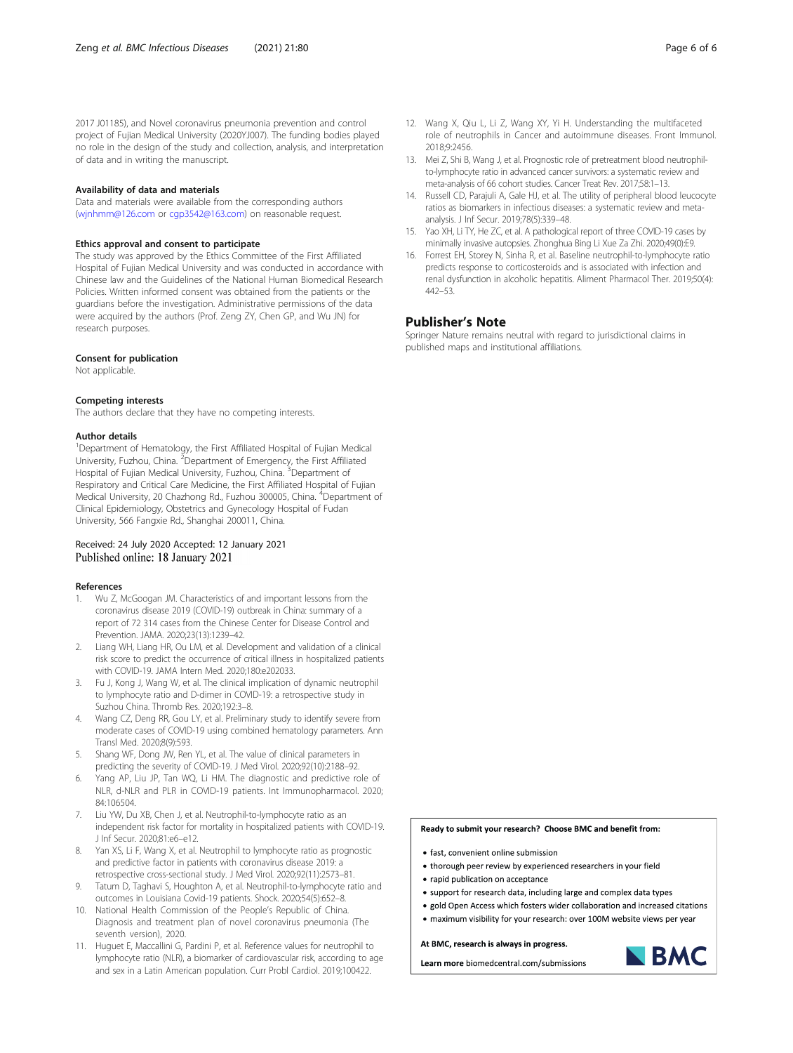2017 J01185), and Novel coronavirus pneumonia prevention and control project of Fujian Medical University (2020YJ007). The funding bodies played no role in the design of the study and collection, analysis, and interpretation of data and in writing the manuscript.

### Availability of data and materials

Data and materials were available from the corresponding authors (wjnhmm@126.com or cgp3542@163.com) on reasonable request.

### Ethics approval and consent to participate

The study was approved by the Ethics Committee of the First Affiliated Hospital of Fujian Medical University and was conducted in accordance with Chinese law and the Guidelines of the National Human Biomedical Research Policies. Written informed consent was obtained from the patients or the guardians before the investigation. Administrative permissions of the data were acquired by the authors (Prof. Zeng ZY, Chen GP, and Wu JN) for research purposes.

### Consent for publication

Not applicable.

### Competing interests

The authors declare that they have no competing interests.

### Author details

[1]Department of Hematology, the First Affiliated Hospital of Fujian Medical University, Fuzhou, China. [2]Department of Emergency, the First Affiliated Hospital of Fujian Medical University, Fuzhou, China. [3]Department of Respiratory and Critical Care Medicine, the First Affiliated Hospital of Fujian Medical University, 20 Chazhong Rd., Fuzhou 300005, China. [4]Department of Clinical Epidemiology, Obstetrics and Gynecology Hospital of Fudan University, 566 Fangxie Rd., Shanghai 200011, China.

Received: 24 July 2020 Accepted: 12 January 2021
Published online: 18 January 2021

### References

1. Wu Z, McGoogan JM. Characteristics of and important lessons from the coronavirus disease 2019 (COVID-19) outbreak in China: summary of a report of 72 314 cases from the Chinese Center for Disease Control and Prevention. JAMA. 2020;23(13):1239–42.
2. Liang WH, Liang HR, Ou LM, et al. Development and validation of a clinical risk score to predict the occurrence of critical illness in hospitalized patients with COVID-19. JAMA Intern Med. 2020;180:e202033.
3. Fu J, Kong J, Wang W, et al. The clinical implication of dynamic neutrophil to lymphocyte ratio and D-dimer in COVID-19: a retrospective study in Suzhou China. Thromb Res. 2020;192:3–8.
4. Wang CZ, Deng RR, Gou LY, et al. Preliminary study to identify severe from moderate cases of COVID-19 using combined hematology parameters. Ann Transl Med. 2020;8(9):593.
5. Shang WF, Dong JW, Ren YL, et al. The value of clinical parameters in predicting the severity of COVID-19. J Med Virol. 2020;92(10):2188–92.
6. Yang AP, Liu JP, Tan WQ, Li HM. The diagnostic and predictive role of NLR, d-NLR and PLR in COVID-19 patients. Int Immunopharmacol. 2020;84:106504.
7. Liu YW, Du XB, Chen J, et al. Neutrophil-to-lymphocyte ratio as an independent risk factor for mortality in hospitalized patients with COVID-19. J Inf Secur. 2020;81:e6–e12.
8. Yan XS, Li F, Wang X, et al. Neutrophil to lymphocyte ratio as prognostic and predictive factor in patients with coronavirus disease 2019: a retrospective cross-sectional study. J Med Virol. 2020;92(11):2573–81.
9. Tatum D, Taghavi S, Houghton A, et al. Neutrophil-to-lymphocyte ratio and outcomes in Louisiana Covid-19 patients. Shock. 2020;54(5):652–8.
10. National Health Commission of the People's Republic of China. Diagnosis and treatment plan of novel coronavirus pneumonia (The seventh version), 2020.
11. Huguet E, Maccallini G, Pardini P, et al. Reference values for neutrophil to lymphocyte ratio (NLR), a biomarker of cardiovascular risk, according to age and sex in a Latin American population. Curr Probl Cardiol. 2019;100422.
12. Wang X, Qiu L, Li Z, Wang XY, Yi H. Understanding the multifaceted role of neutrophils in Cancer and autoimmune diseases. Front Immunol. 2018;9:2456.
13. Mei Z, Shi B, Wang J, et al. Prognostic role of pretreatment blood neutrophil-to-lymphocyte ratio in advanced cancer survivors: a systematic review and meta-analysis of 66 cohort studies. Cancer Treat Rev. 2017;58:1–13.
14. Russell CD, Parajuli A, Gale HJ, et al. The utility of peripheral blood leucocyte ratios as biomarkers in infectious diseases: a systematic review and meta-analysis. J Inf Secur. 2019;78(5):339–48.
15. Yao XH, Li TY, He ZC, et al. A pathological report of three COVID-19 cases by minimally invasive autopsies. Zhonghua Bing Li Xue Za Zhi. 2020;49(0):E9.
16. Forrest EH, Storey N, Sinha R, et al. Baseline neutrophil-to-lymphocyte ratio predicts response to corticosteroids and is associated with infection and renal dysfunction in alcoholic hepatitis. Aliment Pharmacol Ther. 2019;50(4):442–53.

## Publisher's Note

Springer Nature remains neutral with regard to jurisdictional claims in published maps and institutional affiliations.

**Ready to submit your research? Choose BMC and benefit from:**

- fast, convenient online submission
- thorough peer review by experienced researchers in your field
- rapid publication on acceptance
- support for research data, including large and complex data types
- gold Open Access which fosters wider collaboration and increased citations
- maximum visibility for your research: over 100M website views per year

**At BMC, research is always in progress.**

**Learn more** biomedcentral.com/submissions

BMC